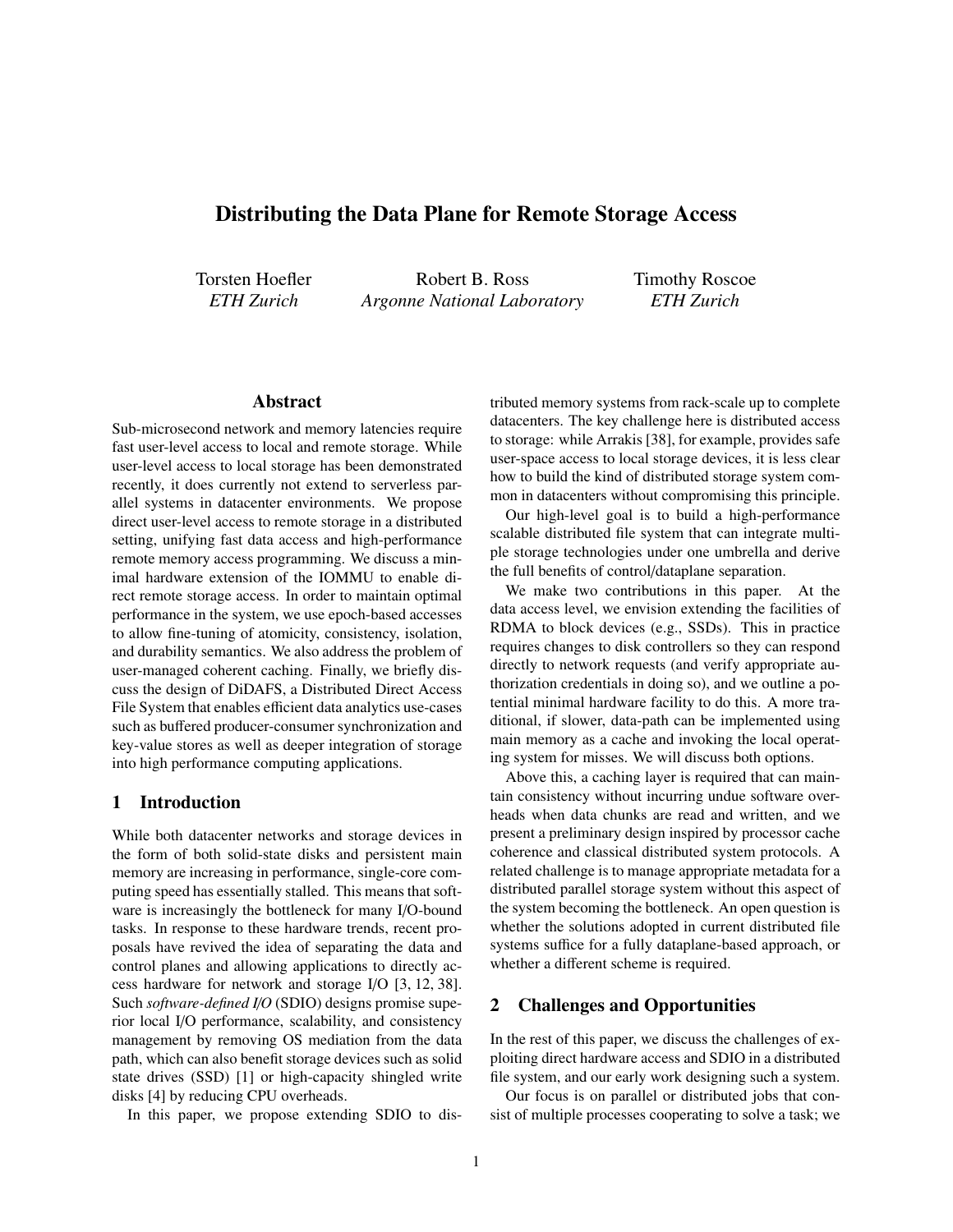# Distributing the Data Plane for Remote Storage Access

Torsten Hoefler
*ETH Zurich*

Robert B. Ross
*Argonne National Laboratory*

Timothy Roscoe
*ETH Zurich*

## Abstract

Sub-microsecond network and memory latencies require fast user-level access to local and remote storage. While user-level access to local storage has been demonstrated recently, it does currently not extend to serverless parallel systems in datacenter environments. We propose direct user-level access to remote storage in a distributed setting, unifying fast data access and high-performance remote memory access programming. We discuss a minimal hardware extension of the IOMMU to enable direct remote storage access. In order to maintain optimal performance in the system, we use epoch-based accesses to allow fine-tuning of atomicity, consistency, isolation, and durability semantics. We also address the problem of user-managed coherent caching. Finally, we briefly discuss the design of DiDAFS, a Distributed Direct Access File System that enables efficient data analytics use-cases such as buffered producer-consumer synchronization and key-value stores as well as deeper integration of storage into high performance computing applications.

## 1 Introduction

While both datacenter networks and storage devices in the form of both solid-state disks and persistent main memory are increasing in performance, single-core computing speed has essentially stalled. This means that software is increasingly the bottleneck for many I/O-bound tasks. In response to these hardware trends, recent proposals have revived the idea of separating the data and control planes and allowing applications to directly access hardware for network and storage I/O [3, 12, 38]. Such *software-defined I/O* (SDIO) designs promise superior local I/O performance, scalability, and consistency management by removing OS mediation from the data path, which can also benefit storage devices such as solid state drives (SSD) [1] or high-capacity shingled write disks [4] by reducing CPU overheads.

In this paper, we propose extending SDIO to distributed memory systems from rack-scale up to complete datacenters. The key challenge here is distributed access to storage: while Arrakis [38], for example, provides safe user-space access to local storage devices, it is less clear how to build the kind of distributed storage system common in datacenters without compromising this principle.

Our high-level goal is to build a high-performance scalable distributed file system that can integrate multiple storage technologies under one umbrella and derive the full benefits of control/dataplane separation.

We make two contributions in this paper. At the data access level, we envision extending the facilities of RDMA to block devices (e.g., SSDs). This in practice requires changes to disk controllers so they can respond directly to network requests (and verify appropriate authorization credentials in doing so), and we outline a potential minimal hardware facility to do this. A more traditional, if slower, data-path can be implemented using main memory as a cache and invoking the local operating system for misses. We will discuss both options.

Above this, a caching layer is required that can maintain consistency without incurring undue software overheads when data chunks are read and written, and we present a preliminary design inspired by processor cache coherence and classical distributed system protocols. A related challenge is to manage appropriate metadata for a distributed parallel storage system without this aspect of the system becoming the bottleneck. An open question is whether the solutions adopted in current distributed file systems suffice for a fully dataplane-based approach, or whether a different scheme is required.

## 2 Challenges and Opportunities

In the rest of this paper, we discuss the challenges of exploiting direct hardware access and SDIO in a distributed file system, and our early work designing such a system.

Our focus is on parallel or distributed jobs that consist of multiple processes cooperating to solve a task; we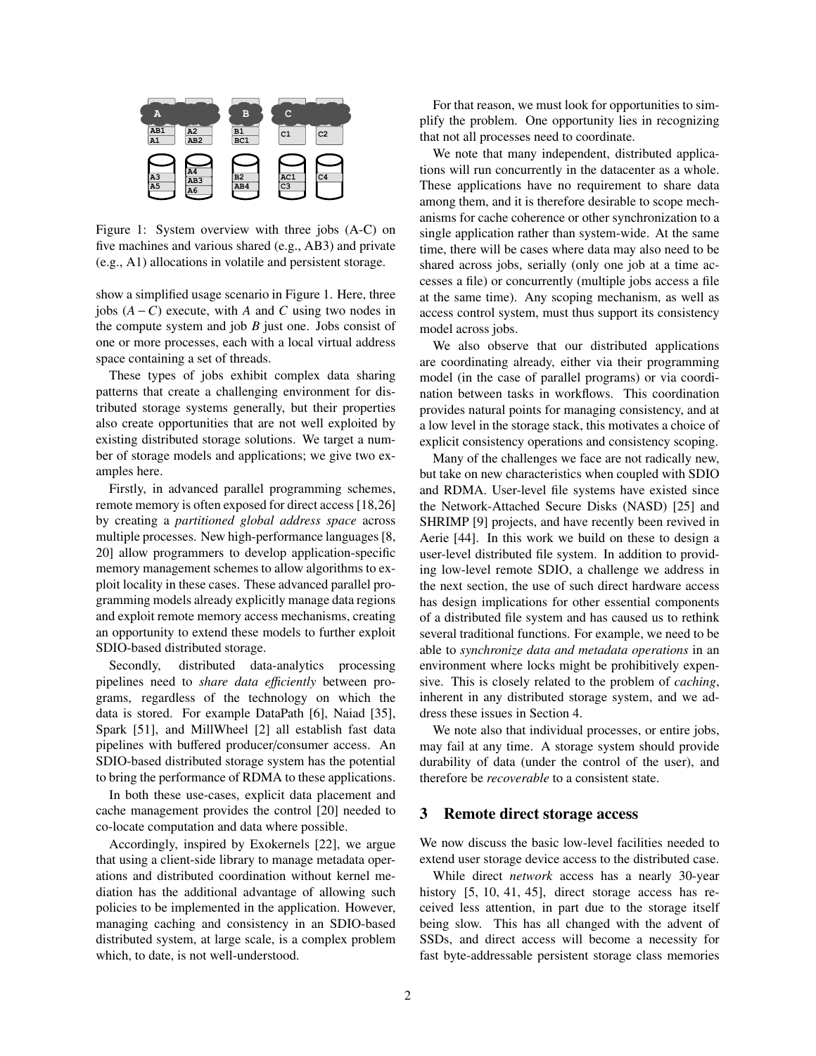A B C

AB1 A1 | A2 AB2 | B1 BC1 | C1 | C2

A3 A5 | A4 AB3 A6 | B2 AB4 | AC1 C3 | C4

Figure 1: System overview with three jobs (A-C) on five machines and various shared (e.g., AB3) and private (e.g., A1) allocations in volatile and persistent storage.

show a simplified usage scenario in Figure 1. Here, three jobs ($A-C$) execute, with $A$ and $C$ using two nodes in the compute system and job $B$ just one. Jobs consist of one or more processes, each with a local virtual address space containing a set of threads.

These types of jobs exhibit complex data sharing patterns that create a challenging environment for distributed storage systems generally, but their properties also create opportunities that are not well exploited by existing distributed storage solutions. We target a number of storage models and applications; we give two examples here.

Firstly, in advanced parallel programming schemes, remote memory is often exposed for direct access [18,26] by creating a *partitioned global address space* across multiple processes. New high-performance languages [8, 20] allow programmers to develop application-specific memory management schemes to allow algorithms to exploit locality in these cases. These advanced parallel programming models already explicitly manage data regions and exploit remote memory access mechanisms, creating an opportunity to extend these models to further exploit SDIO-based distributed storage.

Secondly, distributed data-analytics processing pipelines need to *share data efficiently* between programs, regardless of the technology on which the data is stored. For example DataPath [6], Naiad [35], Spark [51], and MillWheel [2] all establish fast data pipelines with buffered producer/consumer access. An SDIO-based distributed storage system has the potential to bring the performance of RDMA to these applications.

In both these use-cases, explicit data placement and cache management provides the control [20] needed to co-locate computation and data where possible.

Accordingly, inspired by Exokernels [22], we argue that using a client-side library to manage metadata operations and distributed coordination without kernel mediation has the additional advantage of allowing such policies to be implemented in the application. However, managing caching and consistency in an SDIO-based distributed system, at large scale, is a complex problem which, to date, is not well-understood.

For that reason, we must look for opportunities to simplify the problem. One opportunity lies in recognizing that not all processes need to coordinate.

We note that many independent, distributed applications will run concurrently in the datacenter as a whole. These applications have no requirement to share data among them, and it is therefore desirable to scope mechanisms for cache coherence or other synchronization to a single application rather than system-wide. At the same time, there will be cases where data may also need to be shared across jobs, serially (only one job at a time accesses a file) or concurrently (multiple jobs access a file at the same time). Any scoping mechanism, as well as access control system, must thus support its consistency model across jobs.

We also observe that our distributed applications are coordinating already, either via their programming model (in the case of parallel programs) or via coordination between tasks in workflows. This coordination provides natural points for managing consistency, and at a low level in the storage stack, this motivates a choice of explicit consistency operations and consistency scoping.

Many of the challenges we face are not radically new, but take on new characteristics when coupled with SDIO and RDMA. User-level file systems have existed since the Network-Attached Secure Disks (NASD) [25] and SHRIMP [9] projects, and have recently been revived in Aerie [44]. In this work we build on these to design a user-level distributed file system. In addition to providing low-level remote SDIO, a challenge we address in the next section, the use of such direct hardware access has design implications for other essential components of a distributed file system and has caused us to rethink several traditional functions. For example, we need to be able to *synchronize data and metadata operations* in an environment where locks might be prohibitively expensive. This is closely related to the problem of *caching*, inherent in any distributed storage system, and we address these issues in Section 4.

We note also that individual processes, or entire jobs, may fail at any time. A storage system should provide durability of data (under the control of the user), and therefore be *recoverable* to a consistent state.

## 3 Remote direct storage access

We now discuss the basic low-level facilities needed to extend user storage device access to the distributed case.

While direct *network* access has a nearly 30-year history [5, 10, 41, 45], direct storage access has received less attention, in part due to the storage itself being slow. This has all changed with the advent of SSDs, and direct access will become a necessity for fast byte-addressable persistent storage class memories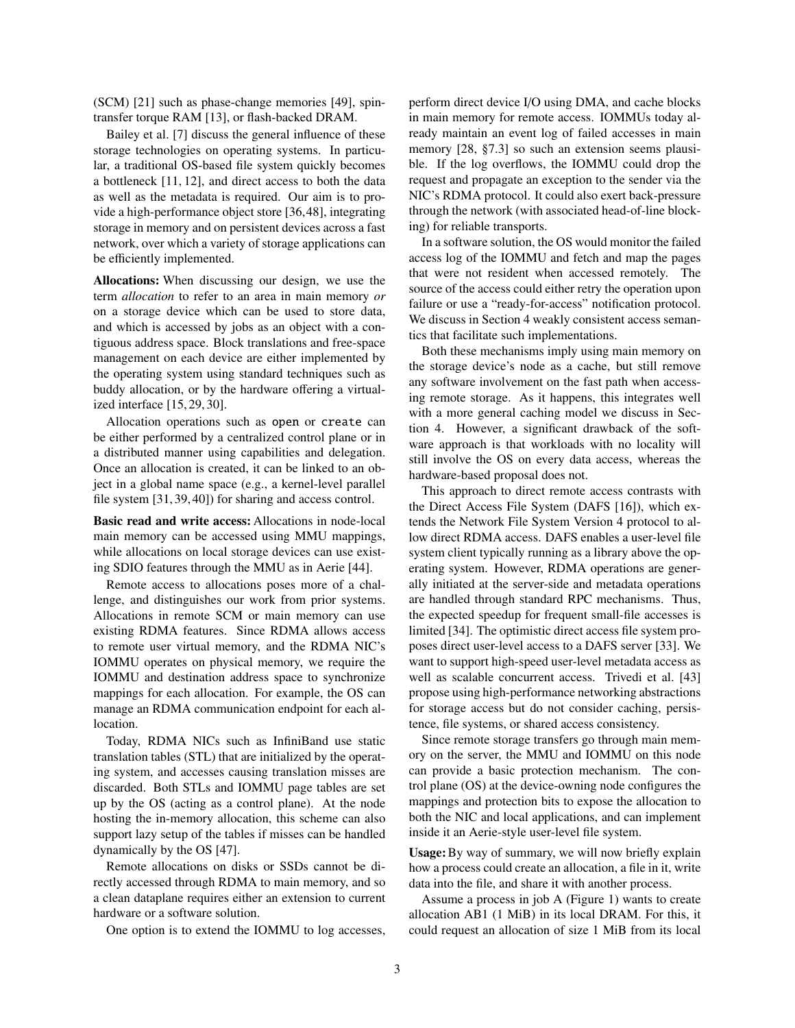(SCM) [21] such as phase-change memories [49], spin-transfer torque RAM [13], or flash-backed DRAM.

Bailey et al. [7] discuss the general influence of these storage technologies on operating systems. In particular, a traditional OS-based file system quickly becomes a bottleneck [11, 12], and direct access to both the data as well as the metadata is required. Our aim is to provide a high-performance object store [36,48], integrating storage in memory and on persistent devices across a fast network, over which a variety of storage applications can be efficiently implemented.

**Allocations:** When discussing our design, we use the term *allocation* to refer to an area in main memory *or* on a storage device which can be used to store data, and which is accessed by jobs as an object with a contiguous address space. Block translations and free-space management on each device are either implemented by the operating system using standard techniques such as buddy allocation, or by the hardware offering a virtualized interface [15, 29, 30].

Allocation operations such as `open` or `create` can be either performed by a centralized control plane or in a distributed manner using capabilities and delegation. Once an allocation is created, it can be linked to an object in a global name space (e.g., a kernel-level parallel file system [31, 39, 40]) for sharing and access control.

**Basic read and write access:** Allocations in node-local main memory can be accessed using MMU mappings, while allocations on local storage devices can use existing SDIO features through the MMU as in Aerie [44].

Remote access to allocations poses more of a challenge, and distinguishes our work from prior systems. Allocations in remote SCM or main memory can use existing RDMA features. Since RDMA allows access to remote user virtual memory, and the RDMA NIC's IOMMU operates on physical memory, we require the IOMMU and destination address space to synchronize mappings for each allocation. For example, the OS can manage an RDMA communication endpoint for each allocation.

Today, RDMA NICs such as InfiniBand use static translation tables (STL) that are initialized by the operating system, and accesses causing translation misses are discarded. Both STLs and IOMMU page tables are set up by the OS (acting as a control plane). At the node hosting the in-memory allocation, this scheme can also support lazy setup of the tables if misses can be handled dynamically by the OS [47].

Remote allocations on disks or SSDs cannot be directly accessed through RDMA to main memory, and so a clean dataplane requires either an extension to current hardware or a software solution.

One option is to extend the IOMMU to log accesses, perform direct device I/O using DMA, and cache blocks in main memory for remote access. IOMMUs today already maintain an event log of failed accesses in main memory [28, §7.3] so such an extension seems plausible. If the log overflows, the IOMMU could drop the request and propagate an exception to the sender via the NIC's RDMA protocol. It could also exert back-pressure through the network (with associated head-of-line blocking) for reliable transports.

In a software solution, the OS would monitor the failed access log of the IOMMU and fetch and map the pages that were not resident when accessed remotely. The source of the access could either retry the operation upon failure or use a "ready-for-access" notification protocol. We discuss in Section 4 weakly consistent access semantics that facilitate such implementations.

Both these mechanisms imply using main memory on the storage device's node as a cache, but still remove any software involvement on the fast path when accessing remote storage. As it happens, this integrates well with a more general caching model we discuss in Section 4. However, a significant drawback of the software approach is that workloads with no locality will still involve the OS on every data access, whereas the hardware-based proposal does not.

This approach to direct remote access contrasts with the Direct Access File System (DAFS [16]), which extends the Network File System Version 4 protocol to allow direct RDMA access. DAFS enables a user-level file system client typically running as a library above the operating system. However, RDMA operations are generally initiated at the server-side and metadata operations are handled through standard RPC mechanisms. Thus, the expected speedup for frequent small-file accesses is limited [34]. The optimistic direct access file system proposes direct user-level access to a DAFS server [33]. We want to support high-speed user-level metadata access as well as scalable concurrent access. Trivedi et al. [43] propose using high-performance networking abstractions for storage access but do not consider caching, persistence, file systems, or shared access consistency.

Since remote storage transfers go through main memory on the server, the MMU and IOMMU on this node can provide a basic protection mechanism. The control plane (OS) at the device-owning node configures the mappings and protection bits to expose the allocation to both the NIC and local applications, and can implement inside it an Aerie-style user-level file system.

**Usage:** By way of summary, we will now briefly explain how a process could create an allocation, a file in it, write data into the file, and share it with another process.

Assume a process in job A (Figure 1) wants to create allocation AB1 (1 MiB) in its local DRAM. For this, it could request an allocation of size 1 MiB from its local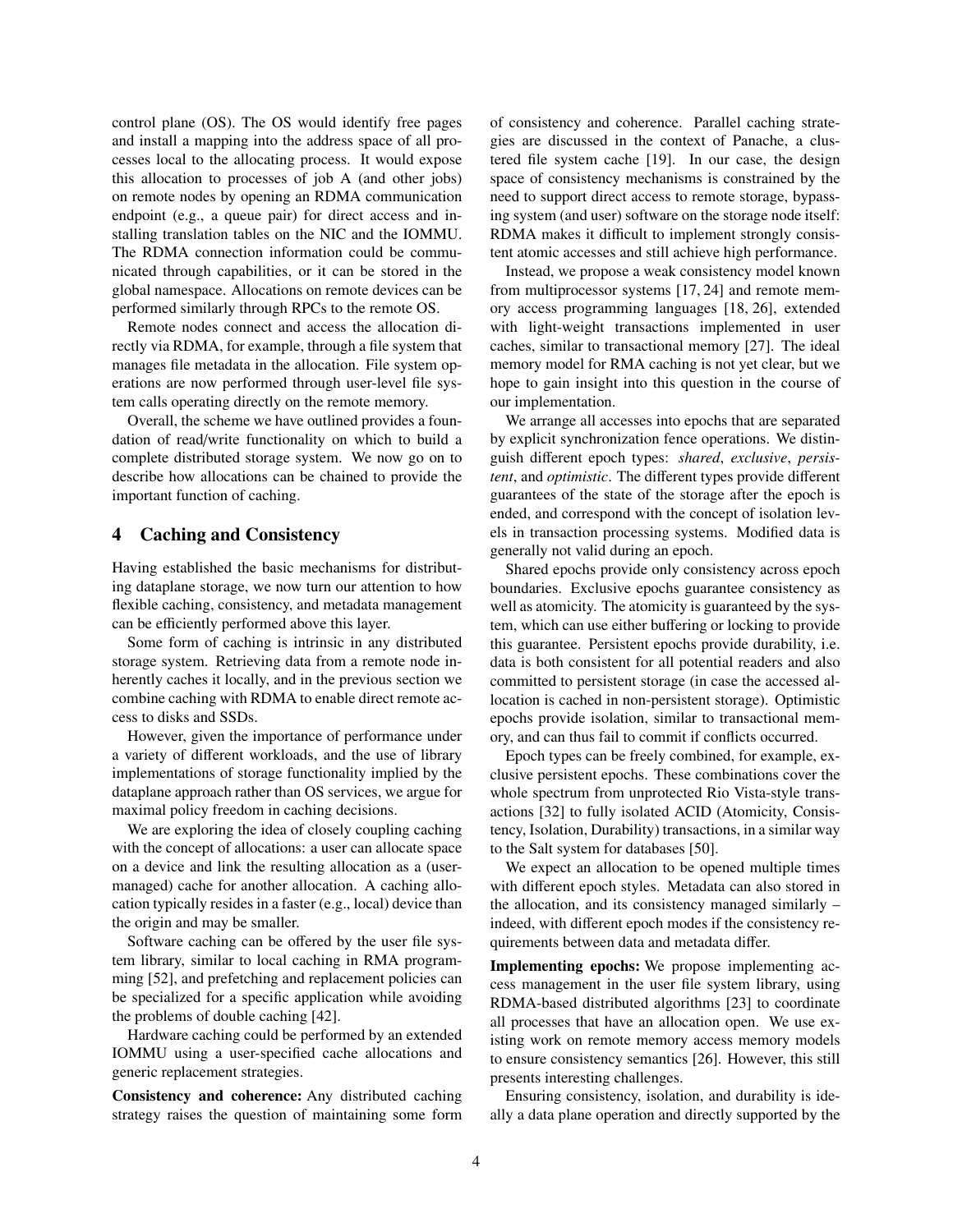control plane (OS). The OS would identify free pages and install a mapping into the address space of all processes local to the allocating process. It would expose this allocation to processes of job A (and other jobs) on remote nodes by opening an RDMA communication endpoint (e.g., a queue pair) for direct access and installing translation tables on the NIC and the IOMMU. The RDMA connection information could be communicated through capabilities, or it can be stored in the global namespace. Allocations on remote devices can be performed similarly through RPCs to the remote OS.

Remote nodes connect and access the allocation directly via RDMA, for example, through a file system that manages file metadata in the allocation. File system operations are now performed through user-level file system calls operating directly on the remote memory.

Overall, the scheme we have outlined provides a foundation of read/write functionality on which to build a complete distributed storage system. We now go on to describe how allocations can be chained to provide the important function of caching.

## 4 Caching and Consistency

Having established the basic mechanisms for distributing dataplane storage, we now turn our attention to how flexible caching, consistency, and metadata management can be efficiently performed above this layer.

Some form of caching is intrinsic in any distributed storage system. Retrieving data from a remote node inherently caches it locally, and in the previous section we combine caching with RDMA to enable direct remote access to disks and SSDs.

However, given the importance of performance under a variety of different workloads, and the use of library implementations of storage functionality implied by the dataplane approach rather than OS services, we argue for maximal policy freedom in caching decisions.

We are exploring the idea of closely coupling caching with the concept of allocations: a user can allocate space on a device and link the resulting allocation as a (user-managed) cache for another allocation. A caching allocation typically resides in a faster (e.g., local) device than the origin and may be smaller.

Software caching can be offered by the user file system library, similar to local caching in RMA programming [52], and prefetching and replacement policies can be specialized for a specific application while avoiding the problems of double caching [42].

Hardware caching could be performed by an extended IOMMU using a user-specified cache allocations and generic replacement strategies.

**Consistency and coherence:** Any distributed caching strategy raises the question of maintaining some form of consistency and coherence. Parallel caching strategies are discussed in the context of Panache, a clustered file system cache [19]. In our case, the design space of consistency mechanisms is constrained by the need to support direct access to remote storage, bypassing system (and user) software on the storage node itself: RDMA makes it difficult to implement strongly consistent atomic accesses and still achieve high performance.

Instead, we propose a weak consistency model known from multiprocessor systems [17, 24] and remote memory access programming languages [18, 26], extended with light-weight transactions implemented in user caches, similar to transactional memory [27]. The ideal memory model for RMA caching is not yet clear, but we hope to gain insight into this question in the course of our implementation.

We arrange all accesses into epochs that are separated by explicit synchronization fence operations. We distinguish different epoch types: *shared*, *exclusive*, *persistent*, and *optimistic*. The different types provide different guarantees of the state of the storage after the epoch is ended, and correspond with the concept of isolation levels in transaction processing systems. Modified data is generally not valid during an epoch.

Shared epochs provide only consistency across epoch boundaries. Exclusive epochs guarantee consistency as well as atomicity. The atomicity is guaranteed by the system, which can use either buffering or locking to provide this guarantee. Persistent epochs provide durability, i.e. data is both consistent for all potential readers and also committed to persistent storage (in case the accessed allocation is cached in non-persistent storage). Optimistic epochs provide isolation, similar to transactional memory, and can thus fail to commit if conflicts occurred.

Epoch types can be freely combined, for example, exclusive persistent epochs. These combinations cover the whole spectrum from unprotected Rio Vista-style transactions [32] to fully isolated ACID (Atomicity, Consistency, Isolation, Durability) transactions, in a similar way to the Salt system for databases [50].

We expect an allocation to be opened multiple times with different epoch styles. Metadata can also stored in the allocation, and its consistency managed similarly – indeed, with different epoch modes if the consistency requirements between data and metadata differ.

**Implementing epochs:** We propose implementing access management in the user file system library, using RDMA-based distributed algorithms [23] to coordinate all processes that have an allocation open. We use existing work on remote memory access memory models to ensure consistency semantics [26]. However, this still presents interesting challenges.

Ensuring consistency, isolation, and durability is ideally a data plane operation and directly supported by the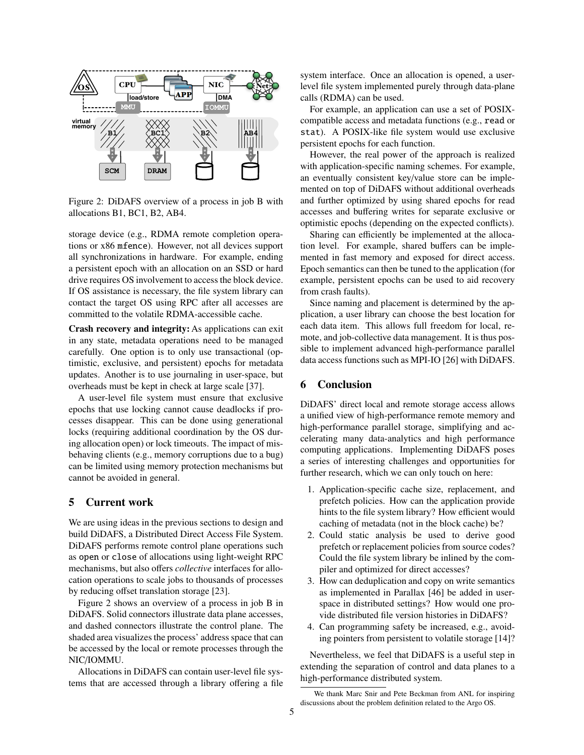Figure 2: DiDAFS overview of a process in job B with allocations B1, BC1, B2, AB4.

storage device (e.g., RDMA remote completion operations or x86 `mfence`). However, not all devices support all synchronizations in hardware. For example, ending a persistent epoch with an allocation on an SSD or hard drive requires OS involvement to access the block device. If OS assistance is necessary, the file system library can contact the target OS using RPC after all accesses are committed to the volatile RDMA-accessible cache.

**Crash recovery and integrity:** As applications can exit in any state, metadata operations need to be managed carefully. One option is to only use transactional (optimistic, exclusive, and persistent) epochs for metadata updates. Another is to use journaling in user-space, but overheads must be kept in check at large scale [37].

A user-level file system must ensure that exclusive epochs that use locking cannot cause deadlocks if processes disappear. This can be done using generational locks (requiring additional coordination by the OS during allocation open) or lock timeouts. The impact of misbehaving clients (e.g., memory corruptions due to a bug) can be limited using memory protection mechanisms but cannot be avoided in general.

## 5 Current work

We are using ideas in the previous sections to design and build DiDAFS, a Distributed Direct Access File System. DiDAFS performs remote control plane operations such as `open` or `close` of allocations using light-weight RPC mechanisms, but also offers *collective* interfaces for allocation operations to scale jobs to thousands of processes by reducing offset translation storage [23].

Figure 2 shows an overview of a process in job B in DiDAFS. Solid connectors illustrate data plane accesses, and dashed connectors illustrate the control plane. The shaded area visualizes the process' address space that can be accessed by the local or remote processes through the NIC/IOMMU.

Allocations in DiDAFS can contain user-level file systems that are accessed through a library offering a file system interface. Once an allocation is opened, a user-level file system implemented purely through data-plane calls (RDMA) can be used.

For example, an application can use a set of POSIX-compatible access and metadata functions (e.g., `read` or `stat`). A POSIX-like file system would use exclusive persistent epochs for each function.

However, the real power of the approach is realized with application-specific naming schemes. For example, an eventually consistent key/value store can be implemented on top of DiDAFS without additional overheads and further optimized by using shared epochs for read accesses and buffering writes for separate exclusive or optimistic epochs (depending on the expected conflicts).

Sharing can efficiently be implemented at the allocation level. For example, shared buffers can be implemented in fast memory and exposed for direct access. Epoch semantics can then be tuned to the application (for example, persistent epochs can be used to aid recovery from crash faults).

Since naming and placement is determined by the application, a user library can choose the best location for each data item. This allows full freedom for local, remote, and job-collective data management. It is thus possible to implement advanced high-performance parallel data access functions such as MPI-IO [26] with DiDAFS.

## 6 Conclusion

DiDAFS' direct local and remote storage access allows a unified view of high-performance remote memory and high-performance parallel storage, simplifying and accelerating many data-analytics and high performance computing applications. Implementing DiDAFS poses a series of interesting challenges and opportunities for further research, which we can only touch on here:

1. Application-specific cache size, replacement, and prefetch policies. How can the application provide hints to the file system library? How efficient would caching of metadata (not in the block cache) be?
2. Could static analysis be used to derive good prefetch or replacement policies from source codes? Could the file system library be inlined by the compiler and optimized for direct accesses?
3. How can deduplication and copy on write semantics as implemented in Parallax [46] be added in user-space in distributed settings? How would one provide distributed file version histories in DiDAFS?
4. Can programming safety be increased, e.g., avoiding pointers from persistent to volatile storage [14]?

Nevertheless, we feel that DiDAFS is a useful step in extending the separation of control and data planes to a high-performance distributed system.

We thank Marc Snir and Pete Beckman from ANL for inspiring discussions about the problem definition related to the Argo OS.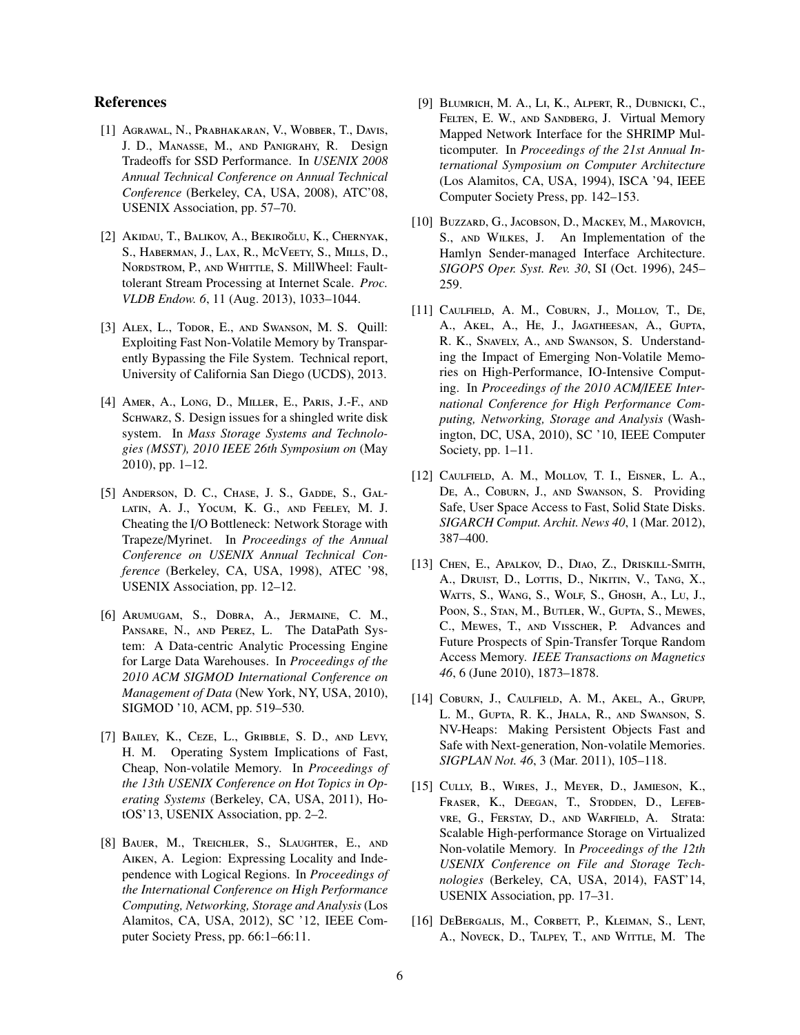## References

[1] Agrawal, N., Prabhakaran, V., Wobber, T., Davis, J. D., Manasse, M., and Panigrahy, R. Design Tradeoffs for SSD Performance. In *USENIX 2008 Annual Technical Conference on Annual Technical Conference* (Berkeley, CA, USA, 2008), ATC'08, USENIX Association, pp. 57–70.

[2] Akidau, T., Balikov, A., Bekiroğlu, K., Chernyak, S., Haberman, J., Lax, R., McVeety, S., Mills, D., Nordstrom, P., and Whittle, S. MillWheel: Fault-tolerant Stream Processing at Internet Scale. *Proc. VLDB Endow. 6*, 11 (Aug. 2013), 1033–1044.

[3] Alex, L., Todor, E., and Swanson, M. S. Quill: Exploiting Fast Non-Volatile Memory by Transparently Bypassing the File System. Technical report, University of California San Diego (UCDS), 2013.

[4] Amer, A., Long, D., Miller, E., Paris, J.-F., and Schwarz, S. Design issues for a shingled write disk system. In *Mass Storage Systems and Technologies (MSST), 2010 IEEE 26th Symposium on* (May 2010), pp. 1–12.

[5] Anderson, D. C., Chase, J. S., Gadde, S., Gallatin, A. J., Yocum, K. G., and Feeley, M. J. Cheating the I/O Bottleneck: Network Storage with Trapeze/Myrinet. In *Proceedings of the Annual Conference on USENIX Annual Technical Conference* (Berkeley, CA, USA, 1998), ATEC '98, USENIX Association, pp. 12–12.

[6] Arumugam, S., Dobra, A., Jermaine, C. M., Pansare, N., and Perez, L. The DataPath System: A Data-centric Analytic Processing Engine for Large Data Warehouses. In *Proceedings of the 2010 ACM SIGMOD International Conference on Management of Data* (New York, NY, USA, 2010), SIGMOD '10, ACM, pp. 519–530.

[7] Bailey, K., Ceze, L., Gribble, S. D., and Levy, H. M. Operating System Implications of Fast, Cheap, Non-volatile Memory. In *Proceedings of the 13th USENIX Conference on Hot Topics in Operating Systems* (Berkeley, CA, USA, 2011), HotOS'13, USENIX Association, pp. 2–2.

[8] Bauer, M., Treichler, S., Slaughter, E., and Aiken, A. Legion: Expressing Locality and Independence with Logical Regions. In *Proceedings of the International Conference on High Performance Computing, Networking, Storage and Analysis* (Los Alamitos, CA, USA, 2012), SC '12, IEEE Computer Society Press, pp. 66:1–66:11.

[9] Blumrich, M. A., Li, K., Alpert, R., Dubnicki, C., Felten, E. W., and Sandberg, J. Virtual Memory Mapped Network Interface for the SHRIMP Multicomputer. In *Proceedings of the 21st Annual International Symposium on Computer Architecture* (Los Alamitos, CA, USA, 1994), ISCA '94, IEEE Computer Society Press, pp. 142–153.

[10] Buzzard, G., Jacobson, D., Mackey, M., Marovich, S., and Wilkes, J. An Implementation of the Hamlyn Sender-managed Interface Architecture. *SIGOPS Oper. Syst. Rev. 30*, SI (Oct. 1996), 245–259.

[11] Caulfield, A. M., Coburn, J., Mollov, T., De, A., Akel, A., He, J., Jagatheesan, A., Gupta, R. K., Snavely, A., and Swanson, S. Understanding the Impact of Emerging Non-Volatile Memories on High-Performance, IO-Intensive Computing. In *Proceedings of the 2010 ACM/IEEE International Conference for High Performance Computing, Networking, Storage and Analysis* (Washington, DC, USA, 2010), SC '10, IEEE Computer Society, pp. 1–11.

[12] Caulfield, A. M., Mollov, T. I., Eisner, L. A., De, A., Coburn, J., and Swanson, S. Providing Safe, User Space Access to Fast, Solid State Disks. *SIGARCH Comput. Archit. News 40*, 1 (Mar. 2012), 387–400.

[13] Chen, E., Apalkov, D., Diao, Z., Driskill-Smith, A., Druist, D., Lottis, D., Nikitin, V., Tang, X., Watts, S., Wang, S., Wolf, S., Ghosh, A., Lu, J., Poon, S., Stan, M., Butler, W., Gupta, S., Mewes, C., Mewes, T., and Visscher, P. Advances and Future Prospects of Spin-Transfer Torque Random Access Memory. *IEEE Transactions on Magnetics 46*, 6 (June 2010), 1873–1878.

[14] Coburn, J., Caulfield, A. M., Akel, A., Grupp, L. M., Gupta, R. K., Jhala, R., and Swanson, S. NV-Heaps: Making Persistent Objects Fast and Safe with Next-generation, Non-volatile Memories. *SIGPLAN Not. 46*, 3 (Mar. 2011), 105–118.

[15] Cully, B., Wires, J., Meyer, D., Jamieson, K., Fraser, K., Deegan, T., Stodden, D., Lefebvre, G., Ferstay, D., and Warfield, A. Strata: Scalable High-performance Storage on Virtualized Non-volatile Memory. In *Proceedings of the 12th USENIX Conference on File and Storage Technologies* (Berkeley, CA, USA, 2014), FAST'14, USENIX Association, pp. 17–31.

[16] DeBergalis, M., Corbett, P., Kleiman, S., Lent, A., Noveck, D., Talpey, T., and Wittle, M. The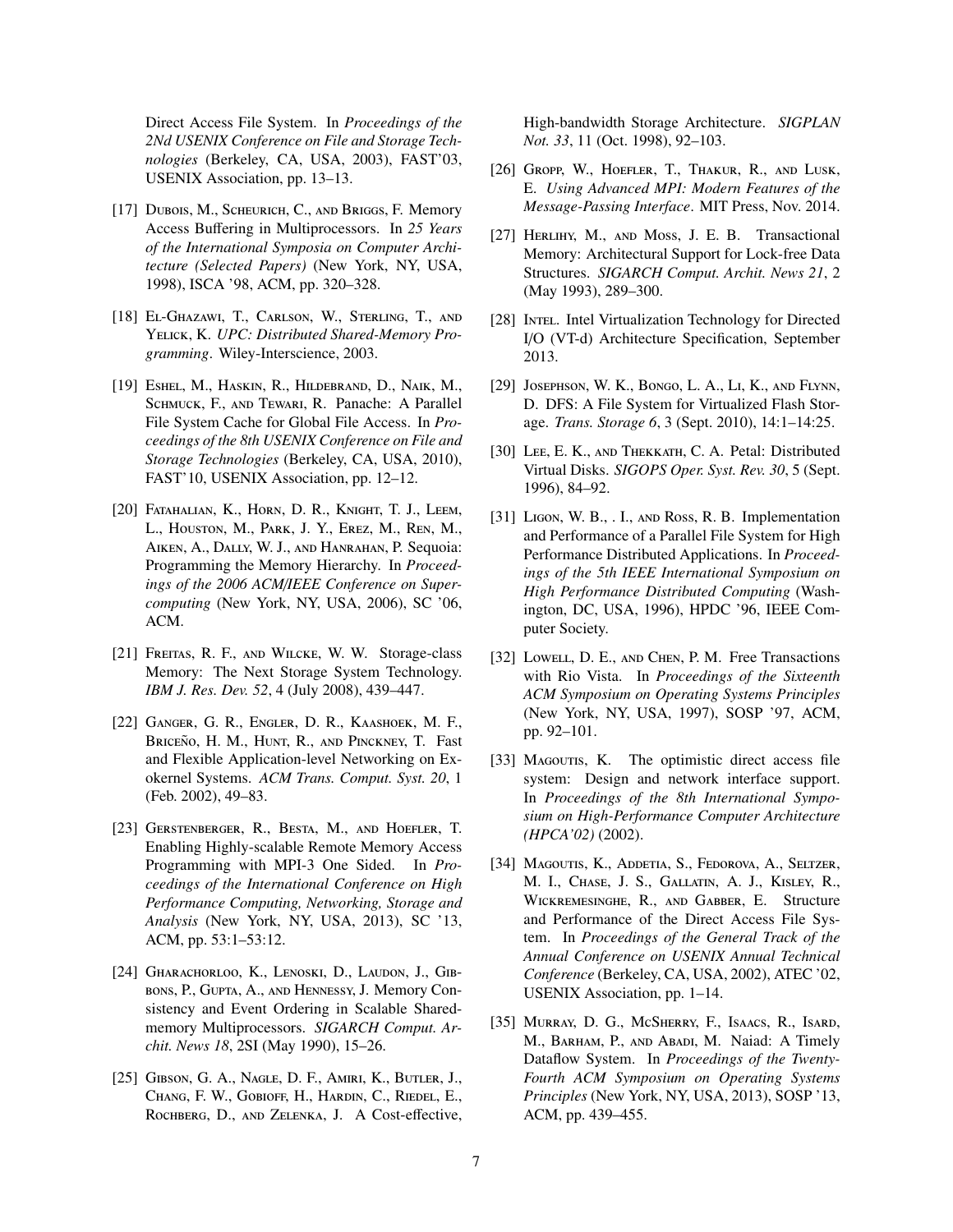Direct Access File System. In *Proceedings of the 2Nd USENIX Conference on File and Storage Technologies* (Berkeley, CA, USA, 2003), FAST'03, USENIX Association, pp. 13–13.

[17] Dubois, M., Scheurich, C., and Briggs, F. Memory Access Buffering in Multiprocessors. In *25 Years of the International Symposia on Computer Architecture (Selected Papers)* (New York, NY, USA, 1998), ISCA '98, ACM, pp. 320–328.

[18] El-Ghazawi, T., Carlson, W., Sterling, T., and Yelick, K. *UPC: Distributed Shared-Memory Programming*. Wiley-Interscience, 2003.

[19] Eshel, M., Haskin, R., Hildebrand, D., Naik, M., Schmuck, F., and Tewari, R. Panache: A Parallel File System Cache for Global File Access. In *Proceedings of the 8th USENIX Conference on File and Storage Technologies* (Berkeley, CA, USA, 2010), FAST'10, USENIX Association, pp. 12–12.

[20] Fatahalian, K., Horn, D. R., Knight, T. J., Leem, L., Houston, M., Park, J. Y., Erez, M., Ren, M., Aiken, A., Dally, W. J., and Hanrahan, P. Sequoia: Programming the Memory Hierarchy. In *Proceedings of the 2006 ACM/IEEE Conference on Supercomputing* (New York, NY, USA, 2006), SC '06, ACM.

[21] Freitas, R. F., and Wilcke, W. W. Storage-class Memory: The Next Storage System Technology. *IBM J. Res. Dev. 52*, 4 (July 2008), 439–447.

[22] Ganger, G. R., Engler, D. R., Kaashoek, M. F., Briceño, H. M., Hunt, R., and Pinckney, T. Fast and Flexible Application-level Networking on Exokernel Systems. *ACM Trans. Comput. Syst. 20*, 1 (Feb. 2002), 49–83.

[23] Gerstenberger, R., Besta, M., and Hoefler, T. Enabling Highly-scalable Remote Memory Access Programming with MPI-3 One Sided. In *Proceedings of the International Conference on High Performance Computing, Networking, Storage and Analysis* (New York, NY, USA, 2013), SC '13, ACM, pp. 53:1–53:12.

[24] Gharachorloo, K., Lenoski, D., Laudon, J., Gibbons, P., Gupta, A., and Hennessy, J. Memory Consistency and Event Ordering in Scalable Shared-memory Multiprocessors. *SIGARCH Comput. Archit. News 18*, 2SI (May 1990), 15–26.

[25] Gibson, G. A., Nagle, D. F., Amiri, K., Butler, J., Chang, F. W., Gobioff, H., Hardin, C., Riedel, E., Rochberg, D., and Zelenka, J. A Cost-effective, High-bandwidth Storage Architecture. *SIGPLAN Not. 33*, 11 (Oct. 1998), 92–103.

[26] Gropp, W., Hoefler, T., Thakur, R., and Lusk, E. *Using Advanced MPI: Modern Features of the Message-Passing Interface*. MIT Press, Nov. 2014.

[27] Herlihy, M., and Moss, J. E. B. Transactional Memory: Architectural Support for Lock-free Data Structures. *SIGARCH Comput. Archit. News 21*, 2 (May 1993), 289–300.

[28] Intel. Intel Virtualization Technology for Directed I/O (VT-d) Architecture Specification, September 2013.

[29] Josephson, W. K., Bongo, L. A., Li, K., and Flynn, D. DFS: A File System for Virtualized Flash Storage. *Trans. Storage 6*, 3 (Sept. 2010), 14:1–14:25.

[30] Lee, E. K., and Thekkath, C. A. Petal: Distributed Virtual Disks. *SIGOPS Oper. Syst. Rev. 30*, 5 (Sept. 1996), 84–92.

[31] Ligon, W. B., . I., and Ross, R. B. Implementation and Performance of a Parallel File System for High Performance Distributed Applications. In *Proceedings of the 5th IEEE International Symposium on High Performance Distributed Computing* (Washington, DC, USA, 1996), HPDC '96, IEEE Computer Society.

[32] Lowell, D. E., and Chen, P. M. Free Transactions with Rio Vista. In *Proceedings of the Sixteenth ACM Symposium on Operating Systems Principles* (New York, NY, USA, 1997), SOSP '97, ACM, pp. 92–101.

[33] Magoutis, K. The optimistic direct access file system: Design and network interface support. In *Proceedings of the 8th International Symposium on High-Performance Computer Architecture (HPCA'02)* (2002).

[34] Magoutis, K., Addetia, S., Fedorova, A., Seltzer, M. I., Chase, J. S., Gallatin, A. J., Kisley, R., Wickremesinghe, R., and Gabber, E. Structure and Performance of the Direct Access File System. In *Proceedings of the General Track of the Annual Conference on USENIX Annual Technical Conference* (Berkeley, CA, USA, 2002), ATEC '02, USENIX Association, pp. 1–14.

[35] Murray, D. G., McSherry, F., Isaacs, R., Isard, M., Barham, P., and Abadi, M. Naiad: A Timely Dataflow System. In *Proceedings of the Twenty-Fourth ACM Symposium on Operating Systems Principles* (New York, NY, USA, 2013), SOSP '13, ACM, pp. 439–455.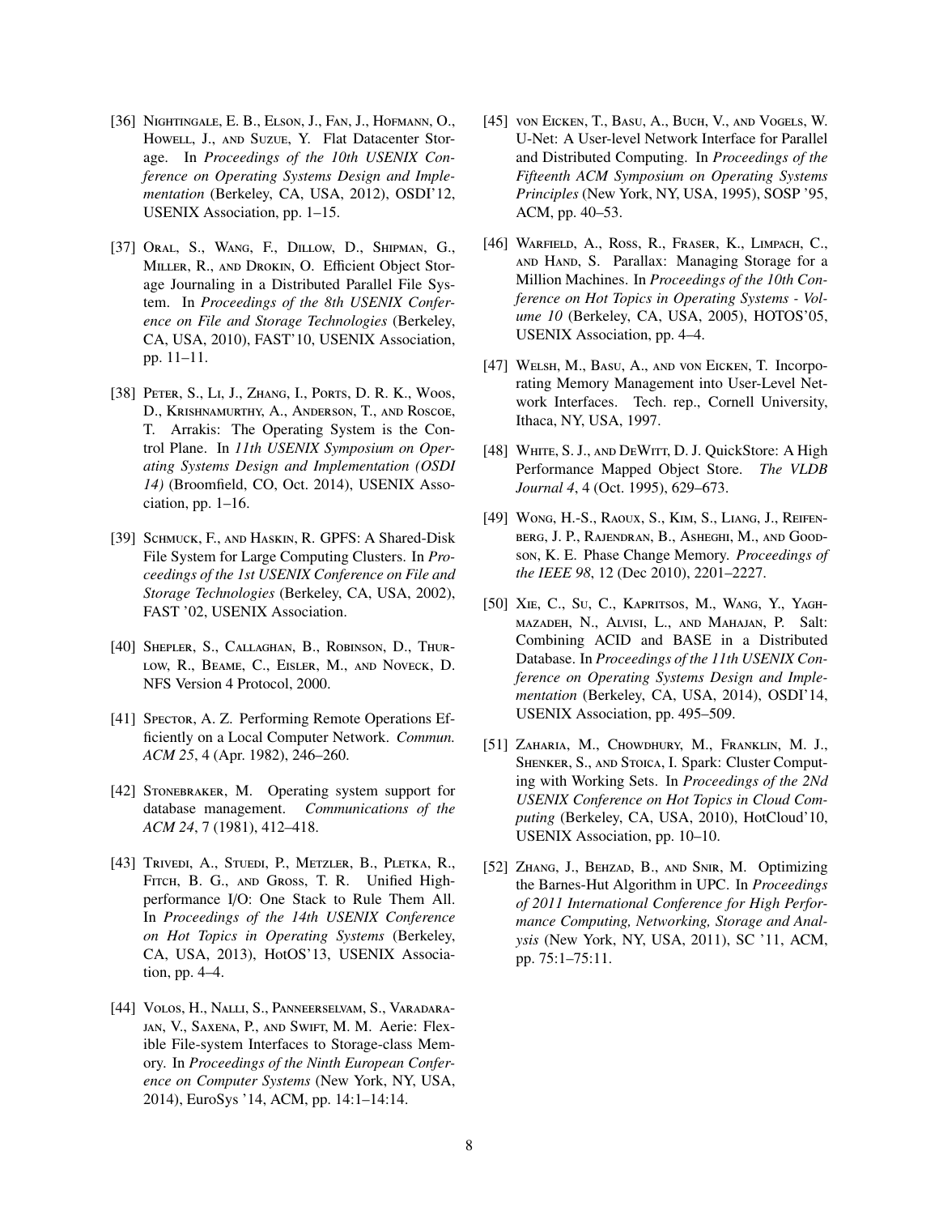[36] Nightingale, E. B., Elson, J., Fan, J., Hofmann, O., Howell, J., and Suzue, Y. Flat Datacenter Storage. In *Proceedings of the 10th USENIX Conference on Operating Systems Design and Implementation* (Berkeley, CA, USA, 2012), OSDI'12, USENIX Association, pp. 1–15.

[37] Oral, S., Wang, F., Dillow, D., Shipman, G., Miller, R., and Drokin, O. Efficient Object Storage Journaling in a Distributed Parallel File System. In *Proceedings of the 8th USENIX Conference on File and Storage Technologies* (Berkeley, CA, USA, 2010), FAST'10, USENIX Association, pp. 11–11.

[38] Peter, S., Li, J., Zhang, I., Ports, D. R. K., Woos, D., Krishnamurthy, A., Anderson, T., and Roscoe, T. Arrakis: The Operating System is the Control Plane. In *11th USENIX Symposium on Operating Systems Design and Implementation (OSDI 14)* (Broomfield, CO, Oct. 2014), USENIX Association, pp. 1–16.

[39] Schmuck, F., and Haskin, R. GPFS: A Shared-Disk File System for Large Computing Clusters. In *Proceedings of the 1st USENIX Conference on File and Storage Technologies* (Berkeley, CA, USA, 2002), FAST '02, USENIX Association.

[40] Shepler, S., Callaghan, B., Robinson, D., Thurlow, R., Beame, C., Eisler, M., and Noveck, D. NFS Version 4 Protocol, 2000.

[41] Spector, A. Z. Performing Remote Operations Efficiently on a Local Computer Network. *Commun. ACM 25*, 4 (Apr. 1982), 246–260.

[42] Stonebraker, M. Operating system support for database management. *Communications of the ACM 24*, 7 (1981), 412–418.

[43] Trivedi, A., Stuedi, P., Metzler, B., Pletka, R., Fitch, B. G., and Gross, T. R. Unified High-performance I/O: One Stack to Rule Them All. In *Proceedings of the 14th USENIX Conference on Hot Topics in Operating Systems* (Berkeley, CA, USA, 2013), HotOS'13, USENIX Association, pp. 4–4.

[44] Volos, H., Nalli, S., Panneerselvam, S., Varadarajan, V., Saxena, P., and Swift, M. M. Aerie: Flexible File-system Interfaces to Storage-class Memory. In *Proceedings of the Ninth European Conference on Computer Systems* (New York, NY, USA, 2014), EuroSys '14, ACM, pp. 14:1–14:14.

[45] von Eicken, T., Basu, A., Buch, V., and Vogels, W. U-Net: A User-level Network Interface for Parallel and Distributed Computing. In *Proceedings of the Fifteenth ACM Symposium on Operating Systems Principles* (New York, NY, USA, 1995), SOSP '95, ACM, pp. 40–53.

[46] Warfield, A., Ross, R., Fraser, K., Limpach, C., and Hand, S. Parallax: Managing Storage for a Million Machines. In *Proceedings of the 10th Conference on Hot Topics in Operating Systems - Volume 10* (Berkeley, CA, USA, 2005), HOTOS'05, USENIX Association, pp. 4–4.

[47] Welsh, M., Basu, A., and von Eicken, T. Incorporating Memory Management into User-Level Network Interfaces. Tech. rep., Cornell University, Ithaca, NY, USA, 1997.

[48] White, S. J., and DeWitt, D. J. QuickStore: A High Performance Mapped Object Store. *The VLDB Journal 4*, 4 (Oct. 1995), 629–673.

[49] Wong, H.-S., Raoux, S., Kim, S., Liang, J., Reifenberg, J. P., Rajendran, B., Asheghi, M., and Goodson, K. E. Phase Change Memory. *Proceedings of the IEEE 98*, 12 (Dec 2010), 2201–2227.

[50] Xie, C., Su, C., Kapritsos, M., Wang, Y., Yaghmazadeh, N., Alvisi, L., and Mahajan, P. Salt: Combining ACID and BASE in a Distributed Database. In *Proceedings of the 11th USENIX Conference on Operating Systems Design and Implementation* (Berkeley, CA, USA, 2014), OSDI'14, USENIX Association, pp. 495–509.

[51] Zaharia, M., Chowdhury, M., Franklin, M. J., Shenker, S., and Stoica, I. Spark: Cluster Computing with Working Sets. In *Proceedings of the 2Nd USENIX Conference on Hot Topics in Cloud Computing* (Berkeley, CA, USA, 2010), HotCloud'10, USENIX Association, pp. 10–10.

[52] Zhang, J., Behzad, B., and Snir, M. Optimizing the Barnes-Hut Algorithm in UPC. In *Proceedings of 2011 International Conference for High Performance Computing, Networking, Storage and Analysis* (New York, NY, USA, 2011), SC '11, ACM, pp. 75:1–75:11.